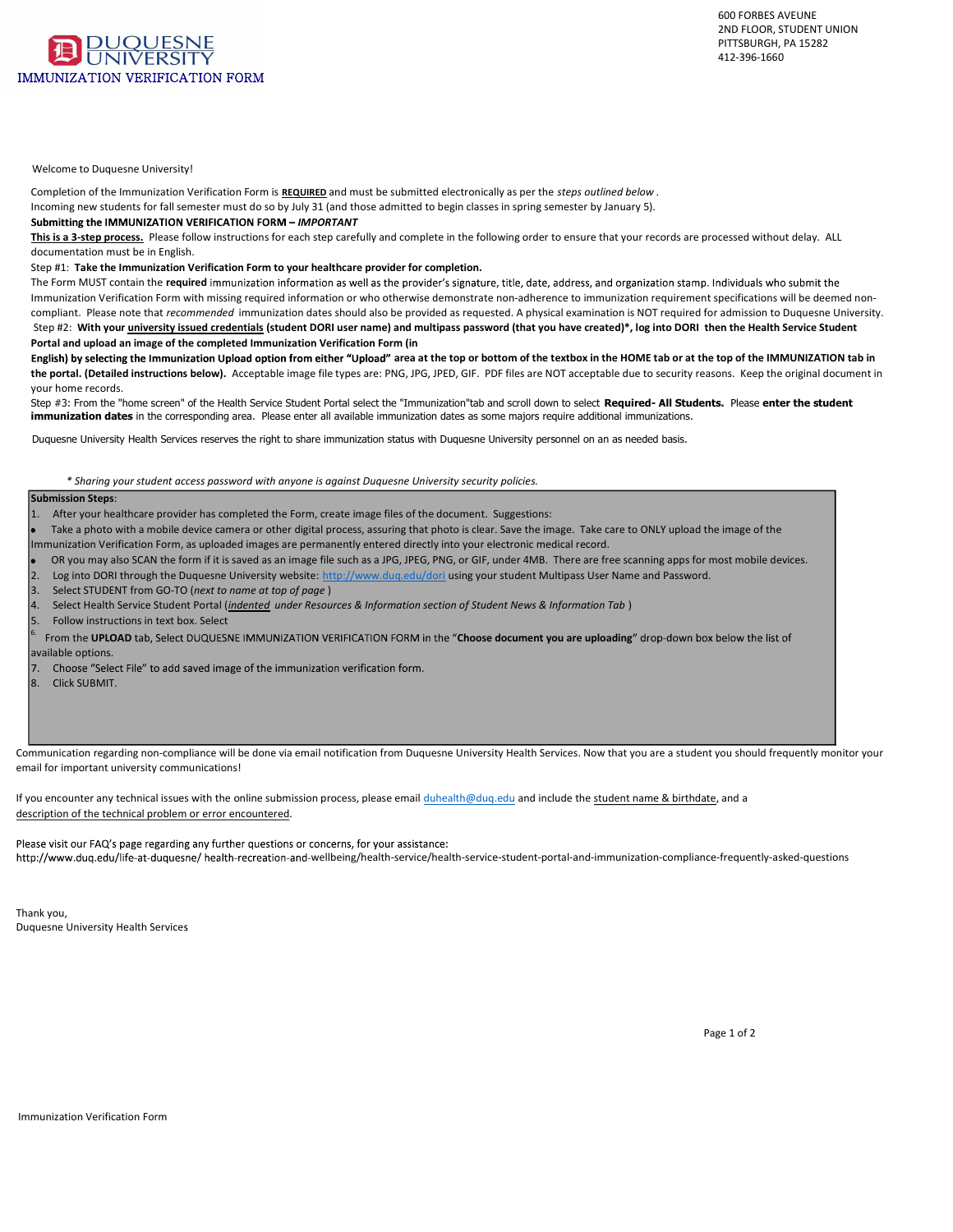# DUQUESNE UNIVERSITY

## IMMUNIZATION VERIFICATION FORM

600 FORBES AVEUNE
2ND FLOOR, STUDENT UNION
PITTSBURGH, PA 15282
412-396-1660

Welcome to Duquesne University!

Completion of the Immunization Verification Form is **REQUIRED** and must be submitted electronically as per the *steps outlined below* .

Incoming new students for fall semester must do so by July 31 (and those admitted to begin classes in spring semester by January 5).

**Submitting the IMMUNIZATION VERIFICATION FORM –** ***IMPORTANT***

**This is a 3-step process.** Please follow instructions for each step carefully and complete in the following order to ensure that your records are processed without delay. ALL documentation must be in English.

Step #1: **Take the Immunization Verification Form to your healthcare provider for completion.**

The Form MUST contain the **required** immunization information as well as the provider's signature, title, date, address, and organization stamp. Individuals who submit the Immunization Verification Form with missing required information or who otherwise demonstrate non-adherence to immunization requirement specifications will be deemed non-compliant. Please note that *recommended* immunization dates should also be provided as requested. A physical examination is NOT required for admission to Duquesne University.

Step #2: **With your university issued credentials (student DORI user name) and multipass password (that you have created)\*, log into DORI then the Health Service Student Portal and upload an image of the completed Immunization Verification Form (in English) by selecting the Immunization Upload option from either "Upload" area at the top or bottom of the textbox in the HOME tab or at the top of the IMMUNIZATION tab in the portal. (Detailed instructions below).** Acceptable image file types are: PNG, JPG, JPED, GIF. PDF files are NOT acceptable due to security reasons. Keep the original document in your home records.

Step #3: From the "home screen" of the Health Service Student Portal select the "Immunization"tab and scroll down to select **Required- All Students.** Please **enter the student immunization dates** in the corresponding area. Please enter all available immunization dates as some majors require additional immunizations.

Duquesne University Health Services reserves the right to share immunization status with Duquesne University personnel on an as needed basis.

*\* Sharing your student access password with anyone is against Duquesne University security policies.*

**Submission Steps**:

1. After your healthcare provider has completed the Form, create image files of the document. Suggestions:
   - Take a photo with a mobile device camera or other digital process, assuring that photo is clear. Save the image. Take care to ONLY upload the image of the Immunization Verification Form, as uploaded images are permanently entered directly into your electronic medical record.
   - OR you may also SCAN the form if it is saved as an image file such as a JPG, JPEG, PNG, or GIF, under 4MB. There are free scanning apps for most mobile devices.
2. Log into DORI through the Duquesne University website: http://www.duq.edu/dori using your student Multipass User Name and Password.
3. Select STUDENT from GO-TO (*next to name at top of page* )
4. Select Health Service Student Portal (*indented under Resources & Information section of Student News & Information Tab* )
5. Follow instructions in text box. Select
6. From the **UPLOAD** tab, Select DUQUESNE IMMUNIZATION VERIFICATION FORM in the "**Choose document you are uploading**" drop-down box below the list of available options.
7. Choose "Select File" to add saved image of the immunization verification form.
8. Click SUBMIT.

Communication regarding non-compliance will be done via email notification from Duquesne University Health Services. Now that you are a student you should frequently monitor your email for important university communications!

If you encounter any technical issues with the online submission process, please email duhealth@duq.edu and include the student name & birthdate, and a description of the technical problem or error encountered.

Please visit our FAQ's page regarding any further questions or concerns, for your assistance:
http://www.duq.edu/life-at-duquesne/ health-recreation-and-wellbeing/health-service/health-service-student-portal-and-immunization-compliance-frequently-asked-questions

Thank you,
Duquesne University Health Services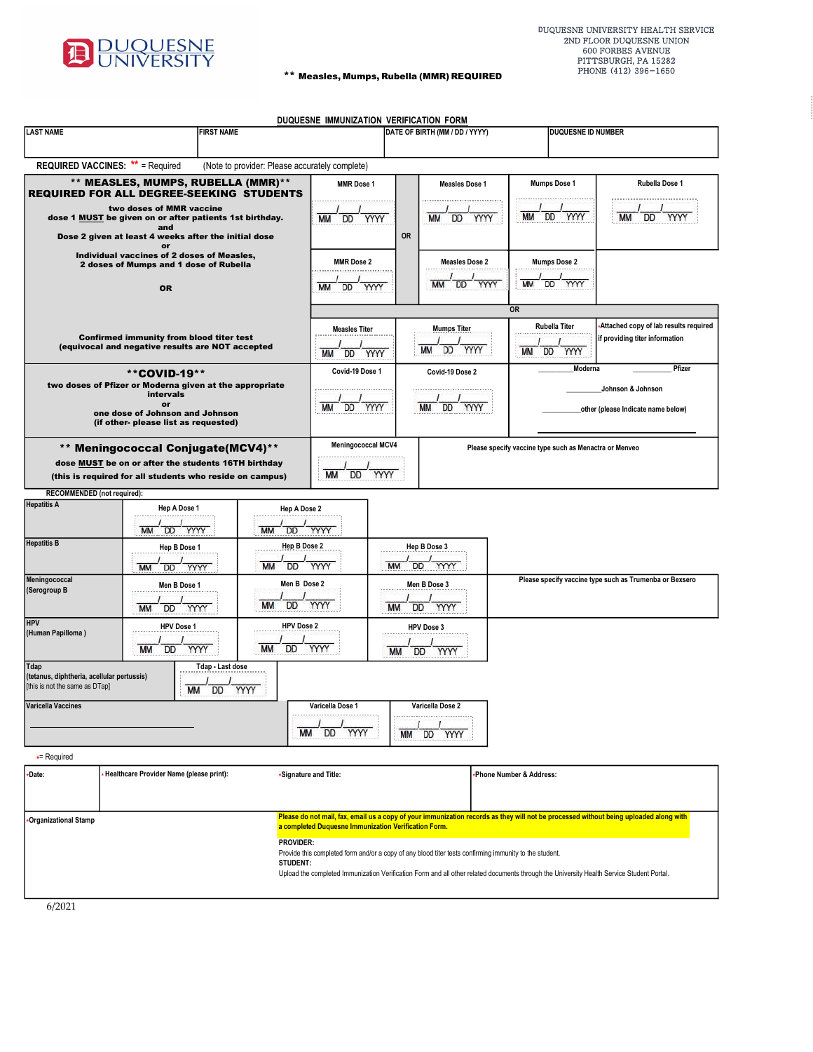DUQUESNE UNIVERSITY

DUQUESNE UNIVERSITY HEALTH SERVICE
2ND FLOOR DUQUESNE UNION
600 FORBES AVENUE
PITTSBURGH, PA 15282
PHONE (412) 396−1650

**\*\* Measles, Mumps, Rubella (MMR) REQUIRED**

## DUQUESNE IMMUNIZATION VERIFICATION FORM

| LAST NAME | FIRST NAME | DATE OF BIRTH (MM / DD / YYYY) | DUQUESNE ID NUMBER |
|---|---|---|---|
| | | | |

**REQUIRED VACCINES:** \*\* = Required (Note to provider: Please accurately complete)

| | | | | | |
|---|---|---|---|---|---|
| **\*\* MEASLES, MUMPS, RUBELLA (MMR)\*\* REQUIRED FOR ALL DEGREE-SEEKING STUDENTS** two doses of MMR vaccine dose 1 **MUST** be given on or after patients 1st birthday. and Dose 2 given at least 4 weeks after the initial dose or Individual vaccines of 2 doses of Measles, 2 doses of Mumps and 1 dose of Rubella | MMR Dose 1 ___/___/___ MM DD YYYY | OR | Measles Dose 1 ___/___/___ MM DD YYYY | Mumps Dose 1 ___/___/___ MM DD YYYY | Rubella Dose 1 ___/___/___ MM DD YYYY |
| | MMR Dose 2 ___/___/___ MM DD YYYY | | Measles Dose 2 ___/___/___ MM DD YYYY | Mumps Dose 2 ___/___/___ MM DD YYYY | |
| OR | | | OR | | |
| Confirmed immunity from blood titer test (equivocal and negative results are NOT accepted) | Measles Titer ___/___/___ MM DD YYYY | | Mumps Titer ___/___/___ MM DD YYYY | Rubella Titer ___/___/___ MM DD YYYY | \*Attached copy of lab results required if providing titer information |
| **\*\*COVID-19\*\*** two doses of Pfizer or Moderna given at the appropriate intervals or one dose of Johnson and Johnson (if other- please list as requested) | Covid-19 Dose 1 ___/___/___ MM DD YYYY | | Covid-19 Dose 2 ___/___/___ MM DD YYYY | ________Moderna ________Pfizer ________Johnson & Johnson ________other (please Indicate name below) ____________ | |
| **\*\* Meningococcal Conjugate(MCV4)\*\*** dose **MUST** be on or after the students 16TH birthday (this is required for all students who reside on campus) | Meningococcal MCV4 ___/___/___ MM DD YYYY | | Please specify vaccine type such as Menactra or Menveo | | |

**RECOMMENDED (not required):**

| | | | | |
|---|---|---|---|---|
| Hepatitis A | Hep A Dose 1 ___/___/___ MM DD YYYY | Hep A Dose 2 ___/___/___ MM DD YYYY | | |
| Hepatitis B | Hep B Dose 1 ___/___/___ MM DD YYYY | Hep B Dose 2 ___/___/___ MM DD YYYY | Hep B Dose 3 ___/___/___ MM DD YYYY | |
| Meningococcal (Serogroup B | Men B Dose 1 ___/___/___ MM DD YYYY | Men B Dose 2 ___/___/___ MM DD YYYY | Men B Dose 3 ___/___/___ MM DD YYYY | Please specify vaccine type such as Trumenba or Bexsero |
| HPV (Human Papilloma ) | HPV Dose 1 ___/___/___ MM DD YYYY | HPV Dose 2 ___/___/___ MM DD YYYY | HPV Dose 3 ___/___/___ MM DD YYYY | |
| Tdap (tetanus, diphtheria, acellular pertussis) [this is not the same as DTap] | Tdap - Last dose ___/___/___ MM DD YYYY | | | |
| Varicella Vaccines ____________ | Varicella Dose 1 ___/___/___ MM DD YYYY | Varicella Dose 2 ___/___/___ MM DD YYYY | | |

\*= Required

| \*Date: | \*Healthcare Provider Name (please print): | \*Signature and Title: | \*Phone Number & Address: |
|---|---|---|---|
| | | | |

\*Organizational Stamp

Please do not mail, fax, email us a copy of your immunization records as they will not be processed without being uploaded along with a completed Duquesne Immunization Verification Form.

**PROVIDER:**
Provide this completed form and/or a copy of any blood titer tests confirming immunity to the student.

**STUDENT:**
Upload the completed Immunization Verification Form and all other related documents through the University Health Service Student Portal.

6/2021